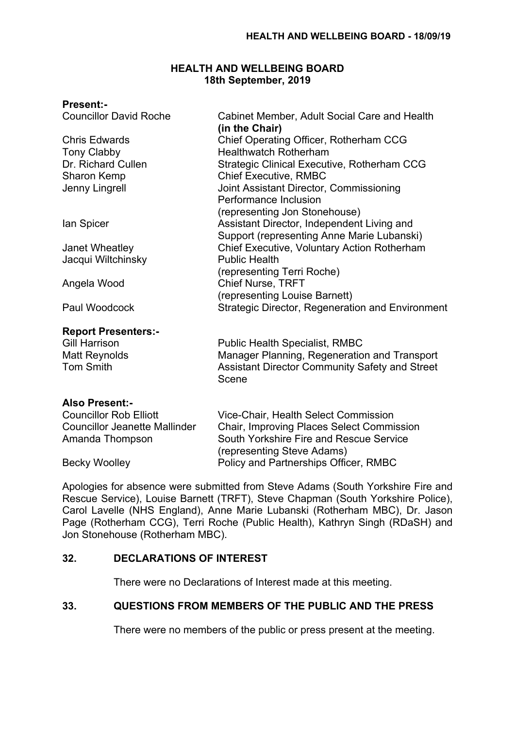# HEALTH AND WELLBEING BOARD
## 18th September, 2019

**Present:-**

| | |
|---|---|
| Councillor David Roche | Cabinet Member, Adult Social Care and Health **(in the Chair)** |
| Chris Edwards | Chief Operating Officer, Rotherham CCG |
| Tony Clabby | Healthwatch Rotherham |
| Dr. Richard Cullen | Strategic Clinical Executive, Rotherham CCG |
| Sharon Kemp | Chief Executive, RMBC |
| Jenny Lingrell | Joint Assistant Director, Commissioning Performance Inclusion (representing Jon Stonehouse) |
| Ian Spicer | Assistant Director, Independent Living and Support (representing Anne Marie Lubanski) |
| Janet Wheatley | Chief Executive, Voluntary Action Rotherham |
| Jacqui Wiltchinsky | Public Health (representing Terri Roche) |
| Angela Wood | Chief Nurse, TRFT (representing Louise Barnett) |
| Paul Woodcock | Strategic Director, Regeneration and Environment |

**Report Presenters:-**

| | |
|---|---|
| Gill Harrison | Public Health Specialist, RMBC |
| Matt Reynolds | Manager Planning, Regeneration and Transport |
| Tom Smith | Assistant Director Community Safety and Street Scene |

**Also Present:-**

| | |
|---|---|
| Councillor Rob Elliott | Vice-Chair, Health Select Commission |
| Councillor Jeanette Mallinder | Chair, Improving Places Select Commission |
| Amanda Thompson | South Yorkshire Fire and Rescue Service (representing Steve Adams) |
| Becky Woolley | Policy and Partnerships Officer, RMBC |

Apologies for absence were submitted from Steve Adams (South Yorkshire Fire and Rescue Service), Louise Barnett (TRFT), Steve Chapman (South Yorkshire Police), Carol Lavelle (NHS England), Anne Marie Lubanski (Rotherham MBC), Dr. Jason Page (Rotherham CCG), Terri Roche (Public Health), Kathryn Singh (RDaSH) and Jon Stonehouse (Rotherham MBC).

## 32. DECLARATIONS OF INTEREST

There were no Declarations of Interest made at this meeting.

## 33. QUESTIONS FROM MEMBERS OF THE PUBLIC AND THE PRESS

There were no members of the public or press present at the meeting.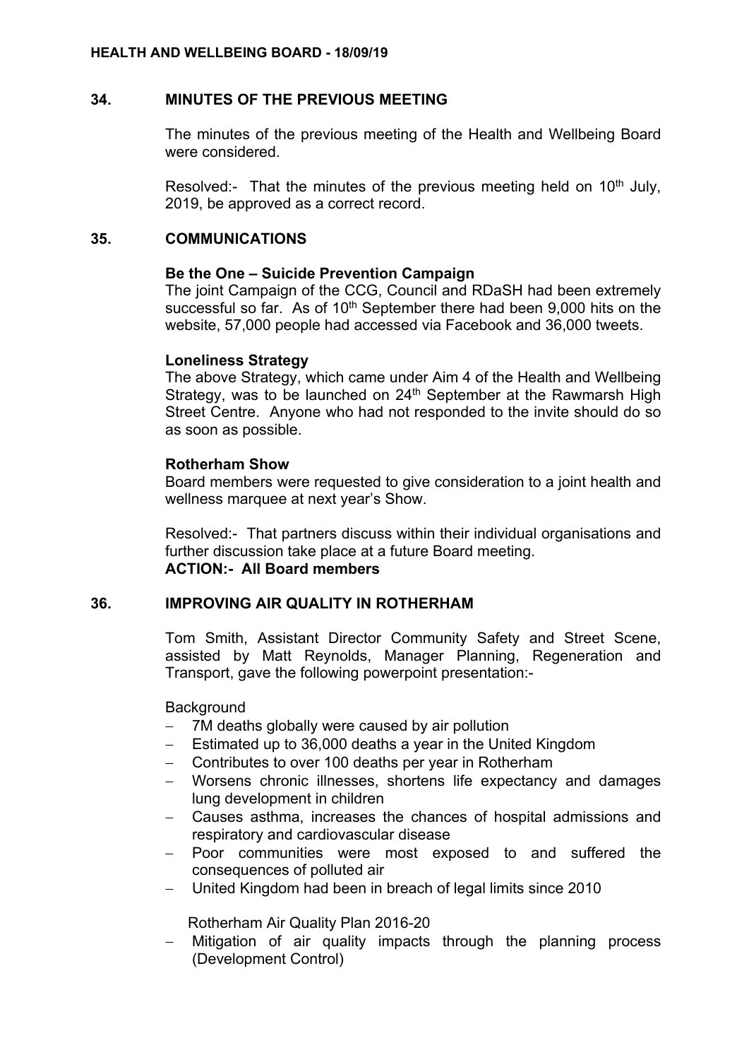## 34. MINUTES OF THE PREVIOUS MEETING

The minutes of the previous meeting of the Health and Wellbeing Board were considered.

Resolved:- That the minutes of the previous meeting held on 10th July, 2019, be approved as a correct record.

## 35. COMMUNICATIONS

**Be the One – Suicide Prevention Campaign**
The joint Campaign of the CCG, Council and RDaSH had been extremely successful so far. As of 10th September there had been 9,000 hits on the website, 57,000 people had accessed via Facebook and 36,000 tweets.

**Loneliness Strategy**
The above Strategy, which came under Aim 4 of the Health and Wellbeing Strategy, was to be launched on 24th September at the Rawmarsh High Street Centre. Anyone who had not responded to the invite should do so as soon as possible.

**Rotherham Show**
Board members were requested to give consideration to a joint health and wellness marquee at next year's Show.

Resolved:- That partners discuss within their individual organisations and further discussion take place at a future Board meeting.
**ACTION:- All Board members**

## 36. IMPROVING AIR QUALITY IN ROTHERHAM

Tom Smith, Assistant Director Community Safety and Street Scene, assisted by Matt Reynolds, Manager Planning, Regeneration and Transport, gave the following powerpoint presentation:-

Background

- 7M deaths globally were caused by air pollution
- Estimated up to 36,000 deaths a year in the United Kingdom
- Contributes to over 100 deaths per year in Rotherham
- Worsens chronic illnesses, shortens life expectancy and damages lung development in children
- Causes asthma, increases the chances of hospital admissions and respiratory and cardiovascular disease
- Poor communities were most exposed to and suffered the consequences of polluted air
- United Kingdom had been in breach of legal limits since 2010

Rotherham Air Quality Plan 2016-20

- Mitigation of air quality impacts through the planning process (Development Control)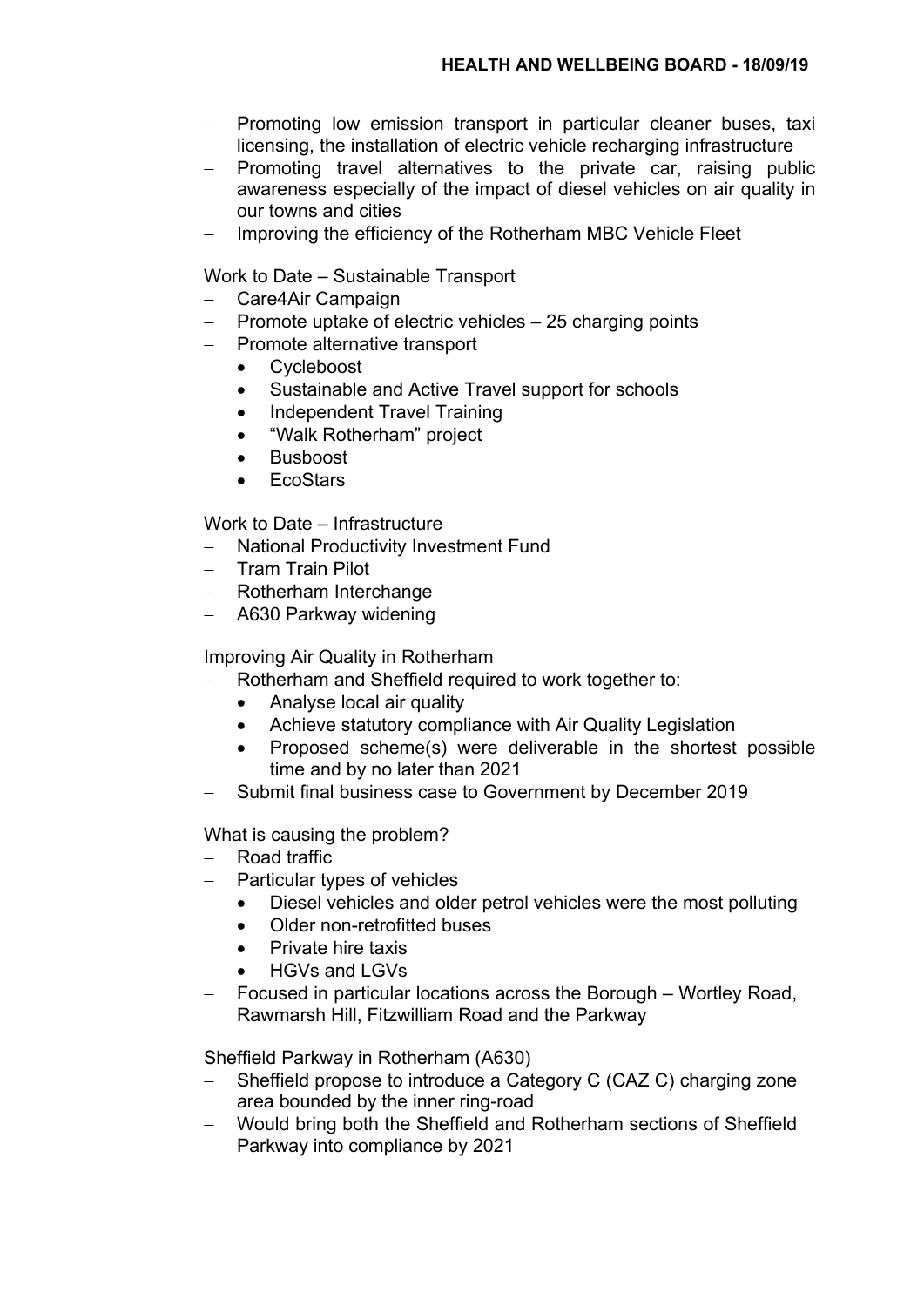- Promoting low emission transport in particular cleaner buses, taxi licensing, the installation of electric vehicle recharging infrastructure
- Promoting travel alternatives to the private car, raising public awareness especially of the impact of diesel vehicles on air quality in our towns and cities
- Improving the efficiency of the Rotherham MBC Vehicle Fleet

Work to Date – Sustainable Transport

- Care4Air Campaign
- Promote uptake of electric vehicles – 25 charging points
- Promote alternative transport
  - Cycleboost
  - Sustainable and Active Travel support for schools
  - Independent Travel Training
  - "Walk Rotherham" project
  - Busboost
  - EcoStars

Work to Date – Infrastructure

- National Productivity Investment Fund
- Tram Train Pilot
- Rotherham Interchange
- A630 Parkway widening

Improving Air Quality in Rotherham

- Rotherham and Sheffield required to work together to:
  - Analyse local air quality
  - Achieve statutory compliance with Air Quality Legislation
  - Proposed scheme(s) were deliverable in the shortest possible time and by no later than 2021
- Submit final business case to Government by December 2019

What is causing the problem?

- Road traffic
- Particular types of vehicles
  - Diesel vehicles and older petrol vehicles were the most polluting
  - Older non-retrofitted buses
  - Private hire taxis
  - HGVs and LGVs
- Focused in particular locations across the Borough – Wortley Road, Rawmarsh Hill, Fitzwilliam Road and the Parkway

Sheffield Parkway in Rotherham (A630)

- Sheffield propose to introduce a Category C (CAZ C) charging zone area bounded by the inner ring-road
- Would bring both the Sheffield and Rotherham sections of Sheffield Parkway into compliance by 2021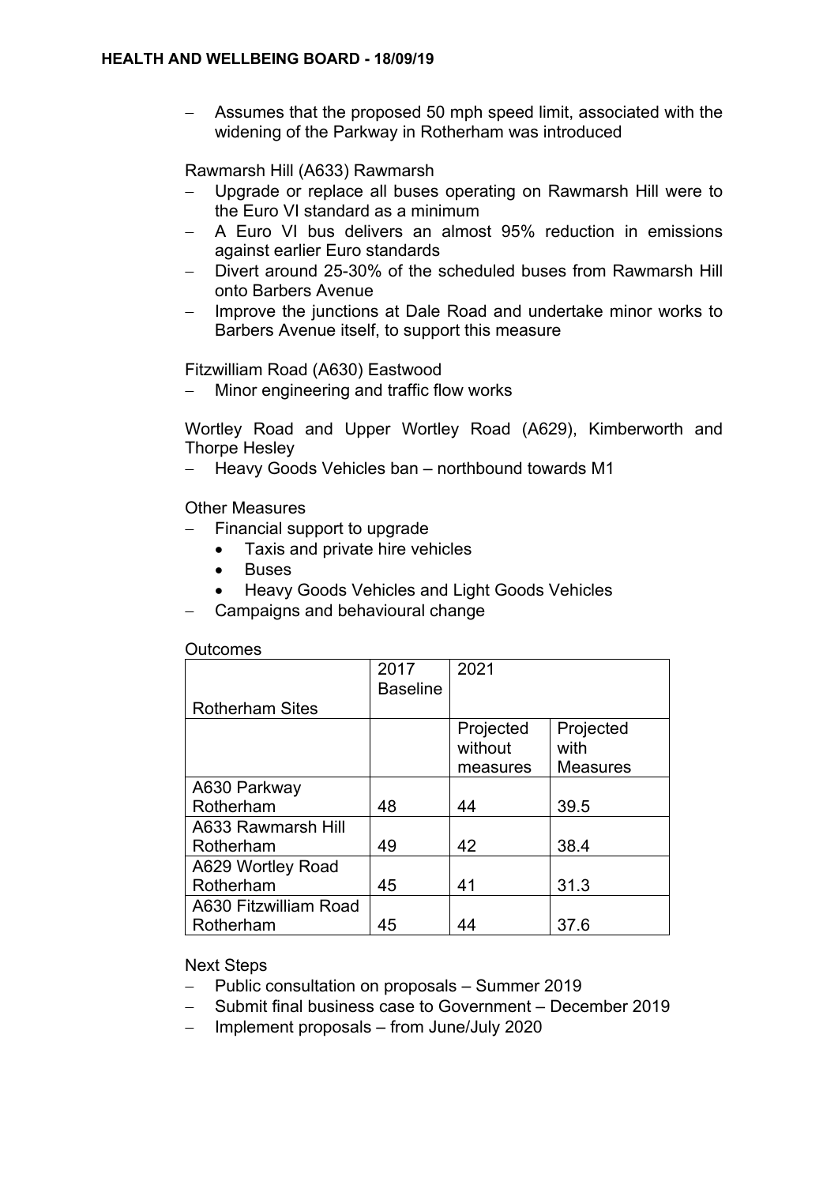- Assumes that the proposed 50 mph speed limit, associated with the widening of the Parkway in Rotherham was introduced

Rawmarsh Hill (A633) Rawmarsh

- Upgrade or replace all buses operating on Rawmarsh Hill were to the Euro VI standard as a minimum
- A Euro VI bus delivers an almost 95% reduction in emissions against earlier Euro standards
- Divert around 25-30% of the scheduled buses from Rawmarsh Hill onto Barbers Avenue
- Improve the junctions at Dale Road and undertake minor works to Barbers Avenue itself, to support this measure

Fitzwilliam Road (A630) Eastwood

- Minor engineering and traffic flow works

Wortley Road and Upper Wortley Road (A629), Kimberworth and Thorpe Hesley

- Heavy Goods Vehicles ban – northbound towards M1

Other Measures

- Financial support to upgrade
  - Taxis and private hire vehicles
  - Buses
  - Heavy Goods Vehicles and Light Goods Vehicles
- Campaigns and behavioural change

Outcomes

| Rotherham Sites | 2017 Baseline | 2021 | |
|---|---|---|---|
| | | Projected without measures | Projected with Measures |
| A630 Parkway Rotherham | 48 | 44 | 39.5 |
| A633 Rawmarsh Hill Rotherham | 49 | 42 | 38.4 |
| A629 Wortley Road Rotherham | 45 | 41 | 31.3 |
| A630 Fitzwilliam Road Rotherham | 45 | 44 | 37.6 |

Next Steps

- Public consultation on proposals – Summer 2019
- Submit final business case to Government – December 2019
- Implement proposals – from June/July 2020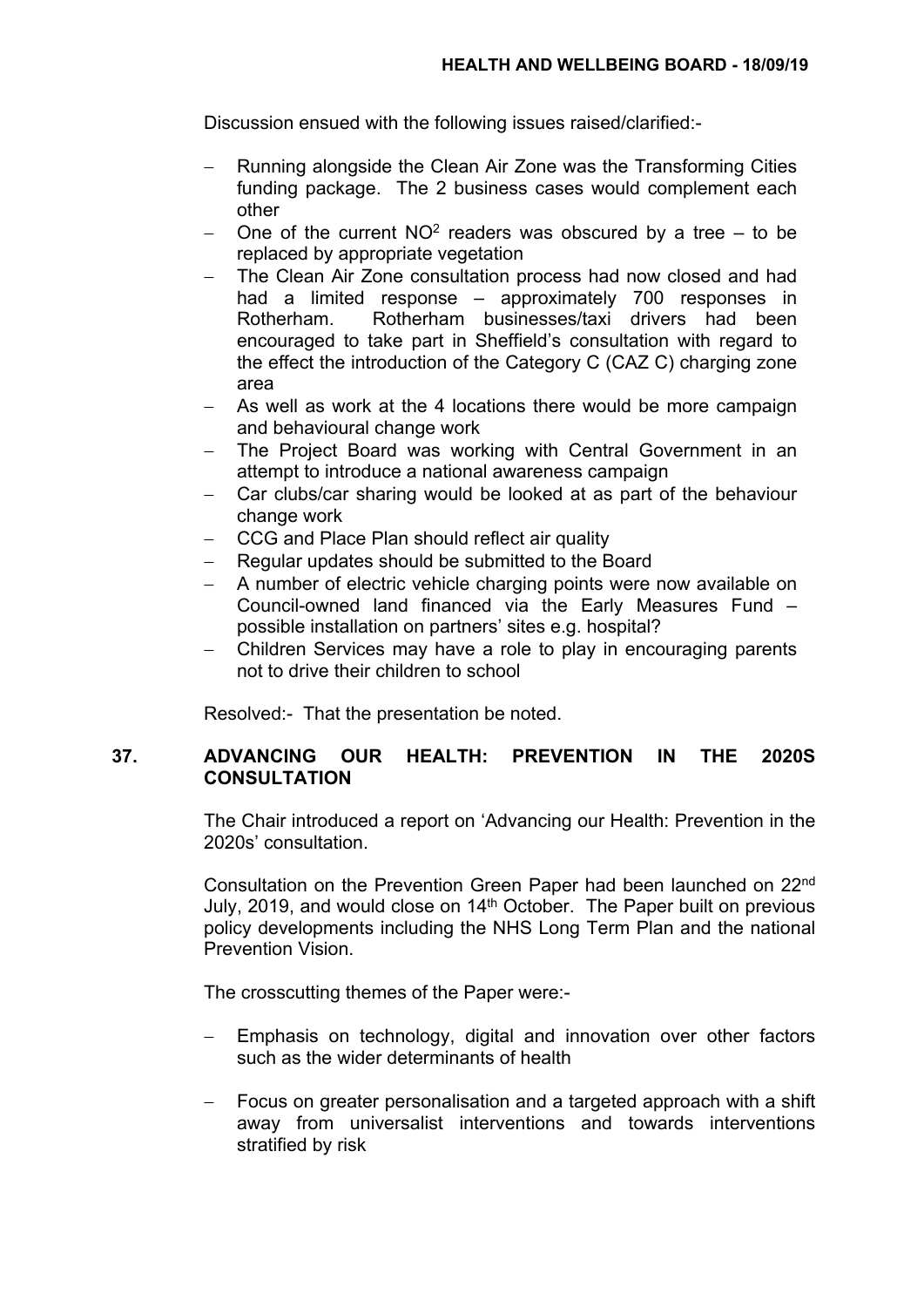Discussion ensued with the following issues raised/clarified:-

- Running alongside the Clean Air Zone was the Transforming Cities funding package. The 2 business cases would complement each other
- One of the current $NO^2$ readers was obscured by a tree – to be replaced by appropriate vegetation
- The Clean Air Zone consultation process had now closed and had had a limited response – approximately 700 responses in Rotherham. Rotherham businesses/taxi drivers had been encouraged to take part in Sheffield's consultation with regard to the effect the introduction of the Category C (CAZ C) charging zone area
- As well as work at the 4 locations there would be more campaign and behavioural change work
- The Project Board was working with Central Government in an attempt to introduce a national awareness campaign
- Car clubs/car sharing would be looked at as part of the behaviour change work
- CCG and Place Plan should reflect air quality
- Regular updates should be submitted to the Board
- A number of electric vehicle charging points were now available on Council-owned land financed via the Early Measures Fund – possible installation on partners' sites e.g. hospital?
- Children Services may have a role to play in encouraging parents not to drive their children to school

Resolved:- That the presentation be noted.

## 37. ADVANCING OUR HEALTH: PREVENTION IN THE 2020S CONSULTATION

The Chair introduced a report on 'Advancing our Health: Prevention in the 2020s' consultation.

Consultation on the Prevention Green Paper had been launched on 22nd July, 2019, and would close on 14th October. The Paper built on previous policy developments including the NHS Long Term Plan and the national Prevention Vision.

The crosscutting themes of the Paper were:-

- Emphasis on technology, digital and innovation over other factors such as the wider determinants of health

- Focus on greater personalisation and a targeted approach with a shift away from universalist interventions and towards interventions stratified by risk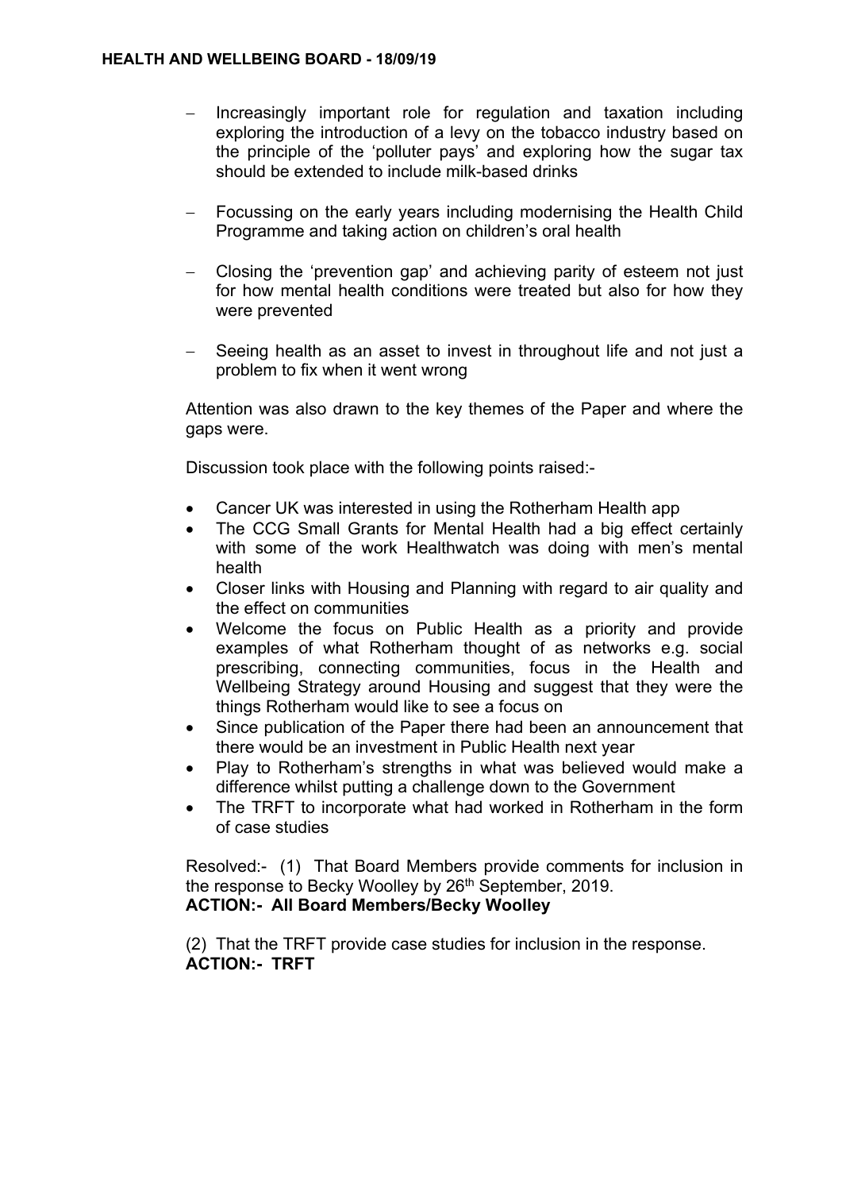- Increasingly important role for regulation and taxation including exploring the introduction of a levy on the tobacco industry based on the principle of the 'polluter pays' and exploring how the sugar tax should be extended to include milk-based drinks

- Focussing on the early years including modernising the Health Child Programme and taking action on children's oral health

- Closing the 'prevention gap' and achieving parity of esteem not just for how mental health conditions were treated but also for how they were prevented

- Seeing health as an asset to invest in throughout life and not just a problem to fix when it went wrong

Attention was also drawn to the key themes of the Paper and where the gaps were.

Discussion took place with the following points raised:-

- Cancer UK was interested in using the Rotherham Health app
- The CCG Small Grants for Mental Health had a big effect certainly with some of the work Healthwatch was doing with men's mental health
- Closer links with Housing and Planning with regard to air quality and the effect on communities
- Welcome the focus on Public Health as a priority and provide examples of what Rotherham thought of as networks e.g. social prescribing, connecting communities, focus in the Health and Wellbeing Strategy around Housing and suggest that they were the things Rotherham would like to see a focus on
- Since publication of the Paper there had been an announcement that there would be an investment in Public Health next year
- Play to Rotherham's strengths in what was believed would make a difference whilst putting a challenge down to the Government
- The TRFT to incorporate what had worked in Rotherham in the form of case studies

Resolved:- (1) That Board Members provide comments for inclusion in the response to Becky Woolley by 26th September, 2019.
**ACTION:- All Board Members/Becky Woolley**

(2) That the TRFT provide case studies for inclusion in the response.
**ACTION:- TRFT**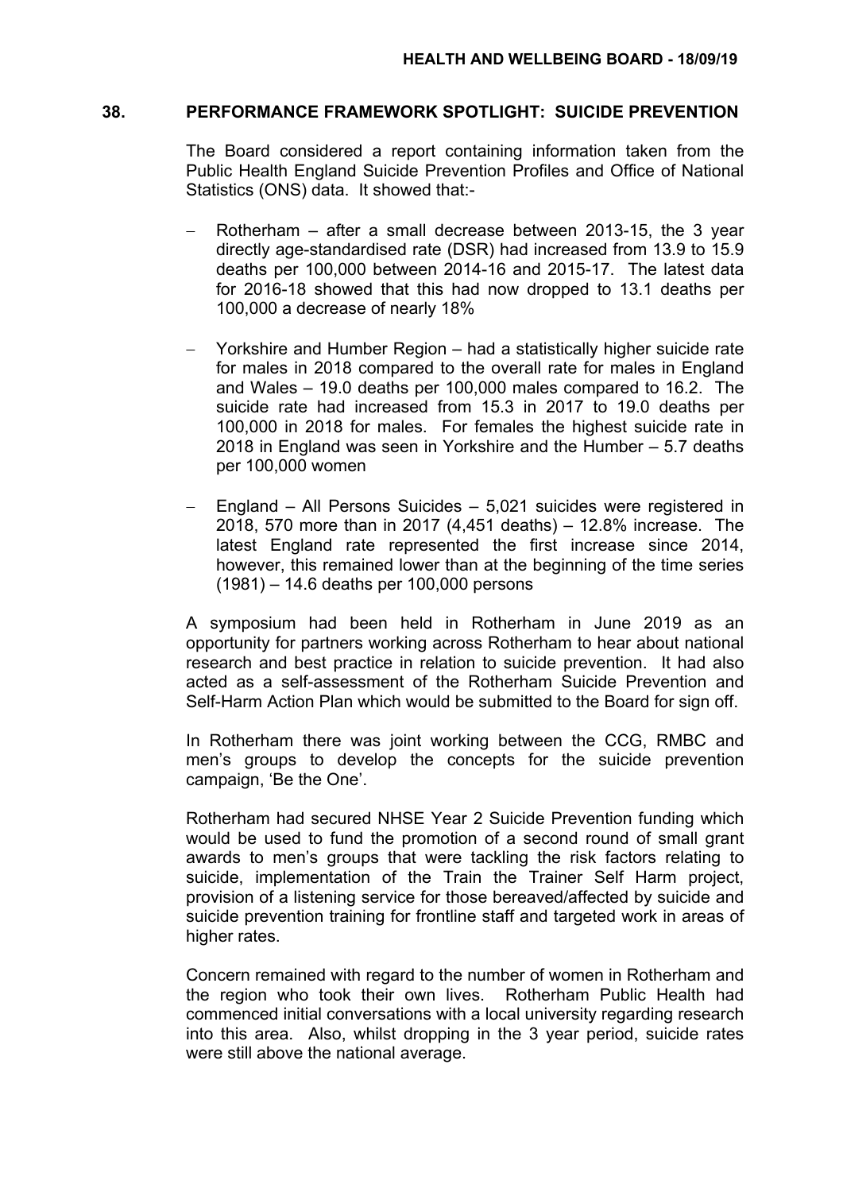## 38. PERFORMANCE FRAMEWORK SPOTLIGHT: SUICIDE PREVENTION

The Board considered a report containing information taken from the Public Health England Suicide Prevention Profiles and Office of National Statistics (ONS) data. It showed that:-

- Rotherham – after a small decrease between 2013-15, the 3 year directly age-standardised rate (DSR) had increased from 13.9 to 15.9 deaths per 100,000 between 2014-16 and 2015-17. The latest data for 2016-18 showed that this had now dropped to 13.1 deaths per 100,000 a decrease of nearly 18%

- Yorkshire and Humber Region – had a statistically higher suicide rate for males in 2018 compared to the overall rate for males in England and Wales – 19.0 deaths per 100,000 males compared to 16.2. The suicide rate had increased from 15.3 in 2017 to 19.0 deaths per 100,000 in 2018 for males. For females the highest suicide rate in 2018 in England was seen in Yorkshire and the Humber – 5.7 deaths per 100,000 women

- England – All Persons Suicides – 5,021 suicides were registered in 2018, 570 more than in 2017 (4,451 deaths) – 12.8% increase. The latest England rate represented the first increase since 2014, however, this remained lower than at the beginning of the time series (1981) – 14.6 deaths per 100,000 persons

A symposium had been held in Rotherham in June 2019 as an opportunity for partners working across Rotherham to hear about national research and best practice in relation to suicide prevention. It had also acted as a self-assessment of the Rotherham Suicide Prevention and Self-Harm Action Plan which would be submitted to the Board for sign off.

In Rotherham there was joint working between the CCG, RMBC and men's groups to develop the concepts for the suicide prevention campaign, 'Be the One'.

Rotherham had secured NHSE Year 2 Suicide Prevention funding which would be used to fund the promotion of a second round of small grant awards to men's groups that were tackling the risk factors relating to suicide, implementation of the Train the Trainer Self Harm project, provision of a listening service for those bereaved/affected by suicide and suicide prevention training for frontline staff and targeted work in areas of higher rates.

Concern remained with regard to the number of women in Rotherham and the region who took their own lives. Rotherham Public Health had commenced initial conversations with a local university regarding research into this area. Also, whilst dropping in the 3 year period, suicide rates were still above the national average.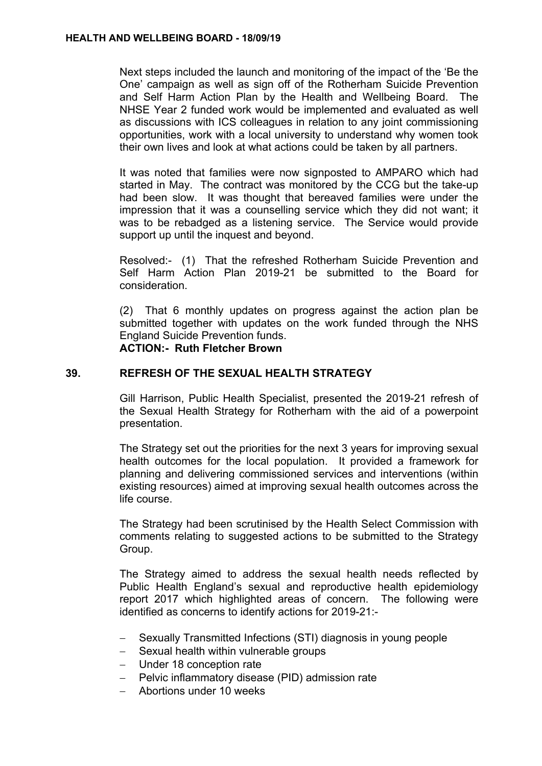Next steps included the launch and monitoring of the impact of the 'Be the One' campaign as well as sign off of the Rotherham Suicide Prevention and Self Harm Action Plan by the Health and Wellbeing Board. The NHSE Year 2 funded work would be implemented and evaluated as well as discussions with ICS colleagues in relation to any joint commissioning opportunities, work with a local university to understand why women took their own lives and look at what actions could be taken by all partners.

It was noted that families were now signposted to AMPARO which had started in May. The contract was monitored by the CCG but the take-up had been slow. It was thought that bereaved families were under the impression that it was a counselling service which they did not want; it was to be rebadged as a listening service. The Service would provide support up until the inquest and beyond.

Resolved:- (1) That the refreshed Rotherham Suicide Prevention and Self Harm Action Plan 2019-21 be submitted to the Board for consideration.

(2) That 6 monthly updates on progress against the action plan be submitted together with updates on the work funded through the NHS England Suicide Prevention funds.

**ACTION:- Ruth Fletcher Brown**

## 39. REFRESH OF THE SEXUAL HEALTH STRATEGY

Gill Harrison, Public Health Specialist, presented the 2019-21 refresh of the Sexual Health Strategy for Rotherham with the aid of a powerpoint presentation.

The Strategy set out the priorities for the next 3 years for improving sexual health outcomes for the local population. It provided a framework for planning and delivering commissioned services and interventions (within existing resources) aimed at improving sexual health outcomes across the life course.

The Strategy had been scrutinised by the Health Select Commission with comments relating to suggested actions to be submitted to the Strategy Group.

The Strategy aimed to address the sexual health needs reflected by Public Health England's sexual and reproductive health epidemiology report 2017 which highlighted areas of concern. The following were identified as concerns to identify actions for 2019-21:-

- Sexually Transmitted Infections (STI) diagnosis in young people
- Sexual health within vulnerable groups
- Under 18 conception rate
- Pelvic inflammatory disease (PID) admission rate
- Abortions under 10 weeks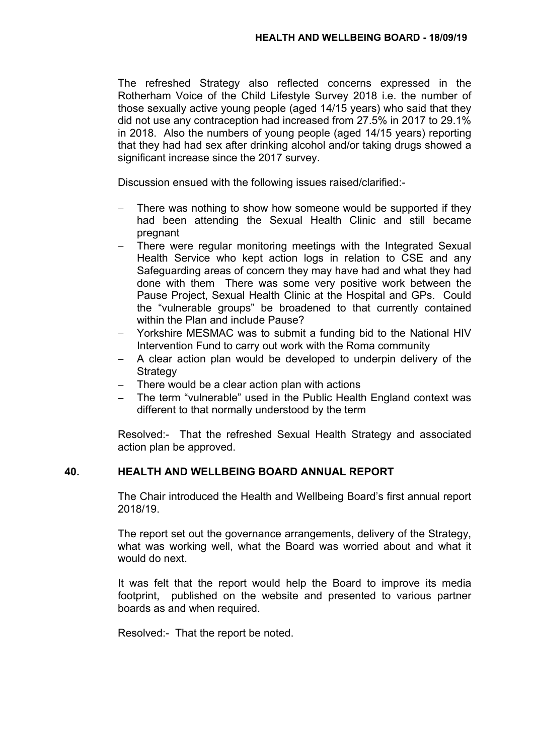The refreshed Strategy also reflected concerns expressed in the Rotherham Voice of the Child Lifestyle Survey 2018 i.e. the number of those sexually active young people (aged 14/15 years) who said that they did not use any contraception had increased from 27.5% in 2017 to 29.1% in 2018. Also the numbers of young people (aged 14/15 years) reporting that they had had sex after drinking alcohol and/or taking drugs showed a significant increase since the 2017 survey.

Discussion ensued with the following issues raised/clarified:-

- There was nothing to show how someone would be supported if they had been attending the Sexual Health Clinic and still became pregnant
- There were regular monitoring meetings with the Integrated Sexual Health Service who kept action logs in relation to CSE and any Safeguarding areas of concern they may have had and what they had done with them There was some very positive work between the Pause Project, Sexual Health Clinic at the Hospital and GPs. Could the "vulnerable groups" be broadened to that currently contained within the Plan and include Pause?
- Yorkshire MESMAC was to submit a funding bid to the National HIV Intervention Fund to carry out work with the Roma community
- A clear action plan would be developed to underpin delivery of the Strategy
- There would be a clear action plan with actions
- The term "vulnerable" used in the Public Health England context was different to that normally understood by the term

Resolved:- That the refreshed Sexual Health Strategy and associated action plan be approved.

## 40. HEALTH AND WELLBEING BOARD ANNUAL REPORT

The Chair introduced the Health and Wellbeing Board's first annual report 2018/19.

The report set out the governance arrangements, delivery of the Strategy, what was working well, what the Board was worried about and what it would do next.

It was felt that the report would help the Board to improve its media footprint, published on the website and presented to various partner boards as and when required.

Resolved:- That the report be noted.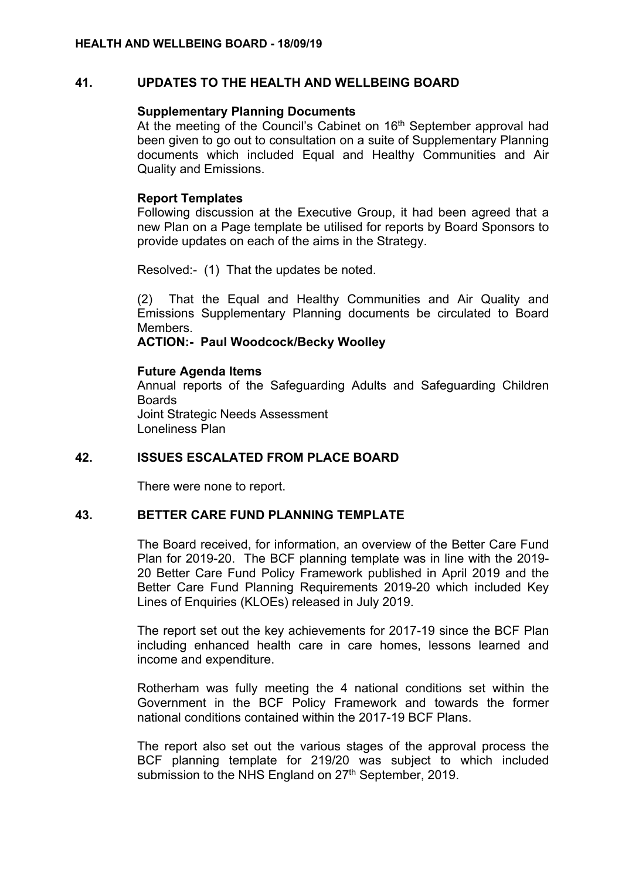## 41. UPDATES TO THE HEALTH AND WELLBEING BOARD

**Supplementary Planning Documents**

At the meeting of the Council's Cabinet on 16th September approval had been given to go out to consultation on a suite of Supplementary Planning documents which included Equal and Healthy Communities and Air Quality and Emissions.

**Report Templates**

Following discussion at the Executive Group, it had been agreed that a new Plan on a Page template be utilised for reports by Board Sponsors to provide updates on each of the aims in the Strategy.

Resolved:- (1) That the updates be noted.

(2) That the Equal and Healthy Communities and Air Quality and Emissions Supplementary Planning documents be circulated to Board Members.

**ACTION:- Paul Woodcock/Becky Woolley**

**Future Agenda Items**

Annual reports of the Safeguarding Adults and Safeguarding Children Boards
Joint Strategic Needs Assessment
Loneliness Plan

## 42. ISSUES ESCALATED FROM PLACE BOARD

There were none to report.

## 43. BETTER CARE FUND PLANNING TEMPLATE

The Board received, for information, an overview of the Better Care Fund Plan for 2019-20. The BCF planning template was in line with the 2019-20 Better Care Fund Policy Framework published in April 2019 and the Better Care Fund Planning Requirements 2019-20 which included Key Lines of Enquiries (KLOEs) released in July 2019.

The report set out the key achievements for 2017-19 since the BCF Plan including enhanced health care in care homes, lessons learned and income and expenditure.

Rotherham was fully meeting the 4 national conditions set within the Government in the BCF Policy Framework and towards the former national conditions contained within the 2017-19 BCF Plans.

The report also set out the various stages of the approval process the BCF planning template for 219/20 was subject to which included submission to the NHS England on 27th September, 2019.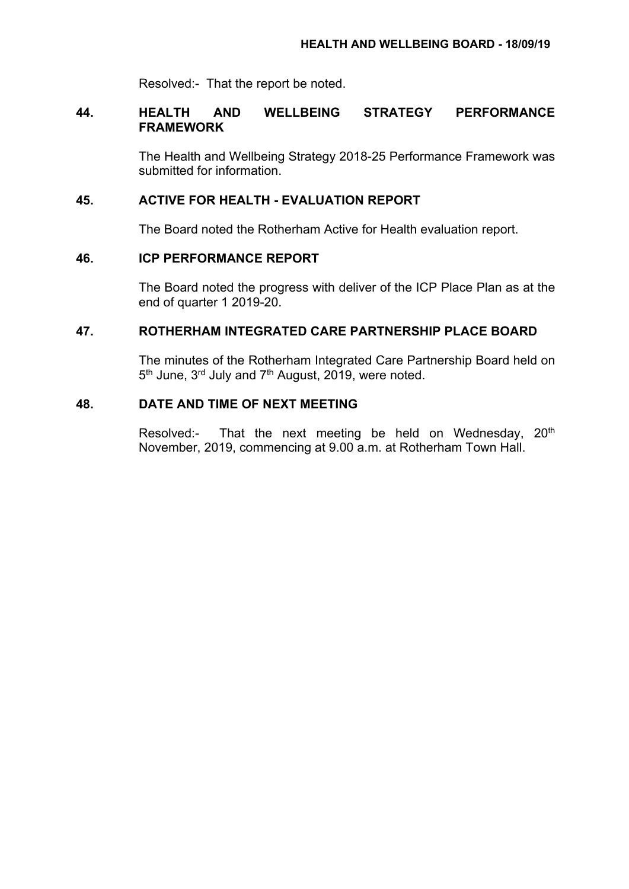Resolved:- That the report be noted.

## 44. HEALTH AND WELLBEING STRATEGY PERFORMANCE FRAMEWORK

The Health and Wellbeing Strategy 2018-25 Performance Framework was submitted for information.

## 45. ACTIVE FOR HEALTH - EVALUATION REPORT

The Board noted the Rotherham Active for Health evaluation report.

## 46. ICP PERFORMANCE REPORT

The Board noted the progress with deliver of the ICP Place Plan as at the end of quarter 1 2019-20.

## 47. ROTHERHAM INTEGRATED CARE PARTNERSHIP PLACE BOARD

The minutes of the Rotherham Integrated Care Partnership Board held on 5th June, 3rd July and 7th August, 2019, were noted.

## 48. DATE AND TIME OF NEXT MEETING

Resolved:- That the next meeting be held on Wednesday, 20th November, 2019, commencing at 9.00 a.m. at Rotherham Town Hall.